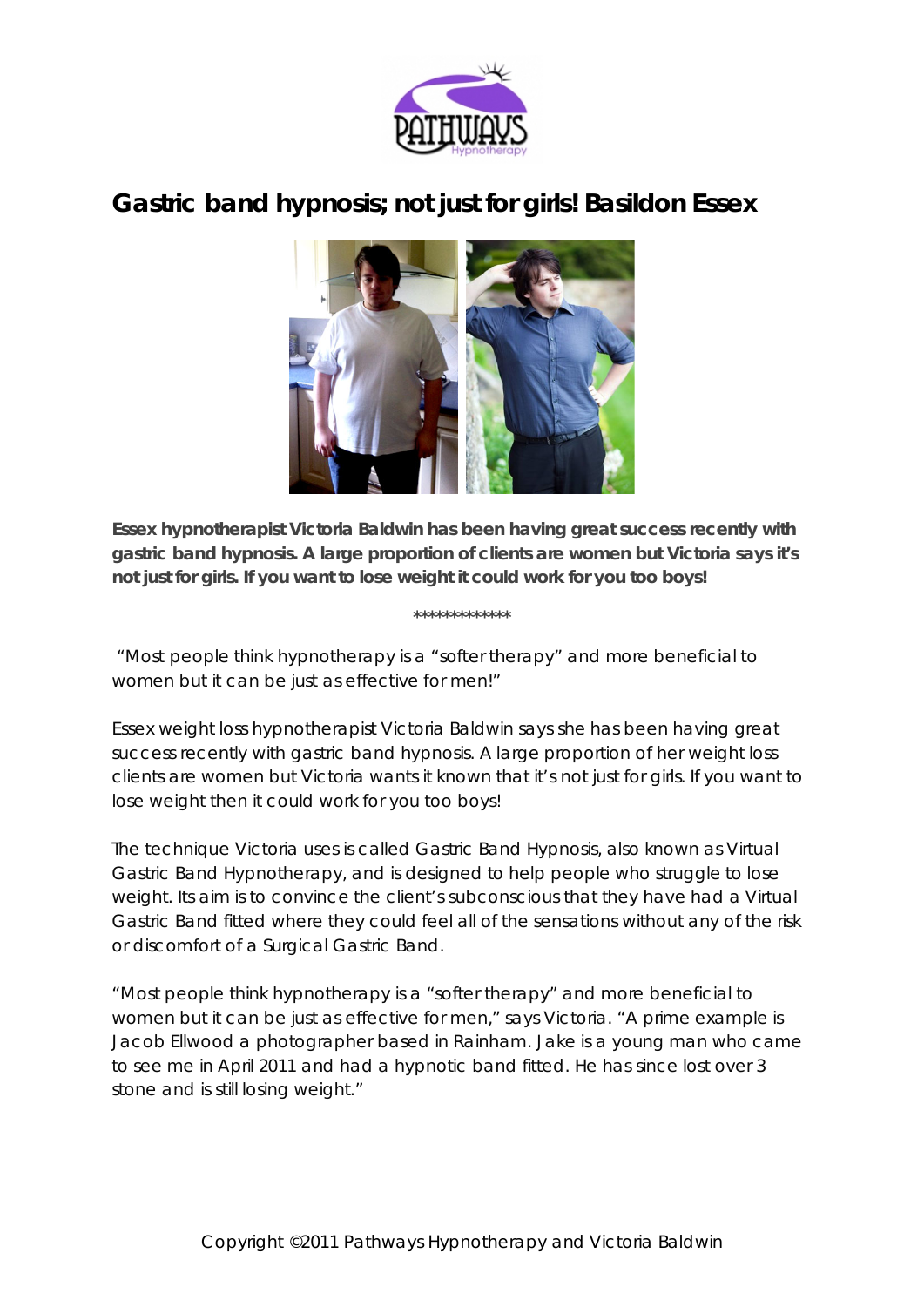# Gastric band hypnosis; not just for girls! Basildon Essex

**Essex hypnotherapist Victoria Baldwin has been having great success recently with gastric band hypnosis. A large proportion of clients are women but Victoria says it's not just for girls. If you want to lose weight it could work for you too boys!**

*************

"Most people think hypnotherapy is a "softer therapy" and more beneficial to women but it can be just as effective for men!"

Essex weight loss hypnotherapist Victoria Baldwin says she has been having great success recently with gastric band hypnosis. A large proportion of her weight loss clients are women but Victoria wants it known that it's not just for girls. If you want to lose weight then it could work for you too boys!

The technique Victoria uses is called Gastric Band Hypnosis, also known as Virtual Gastric Band Hypnotherapy, and is designed to help people who struggle to lose weight. Its aim is to convince the client's subconscious that they have had a Virtual Gastric Band fitted where they could feel all of the sensations without any of the risk or discomfort of a Surgical Gastric Band.

"Most people think hypnotherapy is a "softer therapy" and more beneficial to women but it can be just as effective for men," says Victoria. "A prime example is Jacob Ellwood a photographer based in Rainham. Jake is a young man who came to see me in April 2011 and had a hypnotic band fitted. He has since lost over 3 stone and is still losing weight."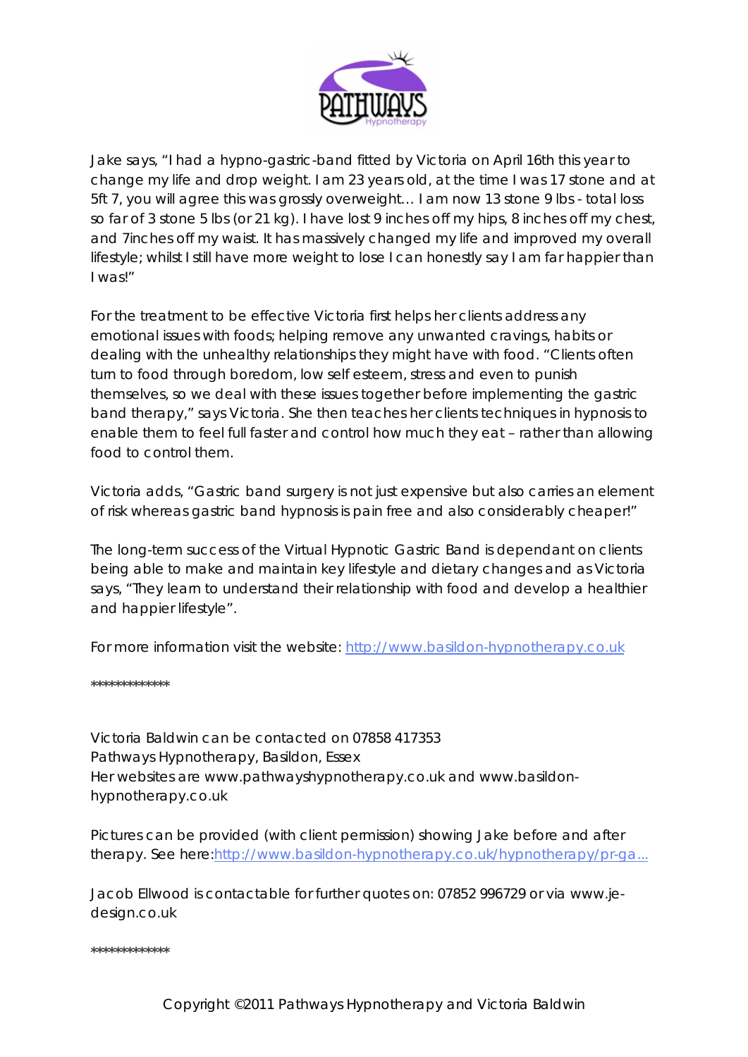Jake says, "I had a hypno-gastric-band fitted by Victoria on April 16th this year to change my life and drop weight. I am 23 years old, at the time I was 17 stone and at 5ft 7, you will agree this was grossly overweight… I am now 13 stone 9 lbs - total loss so far of 3 stone 5 lbs (or 21 kg). I have lost 9 inches off my hips, 8 inches off my chest, and 7inches off my waist. It has massively changed my life and improved my overall lifestyle; whilst I still have more weight to lose I can honestly say I am far happier than I was!"

For the treatment to be effective Victoria first helps her clients address any emotional issues with foods; helping remove any unwanted cravings, habits or dealing with the unhealthy relationships they might have with food. "Clients often turn to food through boredom, low self esteem, stress and even to punish themselves, so we deal with these issues together before implementing the gastric band therapy," says Victoria. She then teaches her clients techniques in hypnosis to enable them to feel full faster and control how much they eat – rather than allowing food to control them.

Victoria adds, "Gastric band surgery is not just expensive but also carries an element of risk whereas gastric band hypnosis is pain free and also considerably cheaper!"

The long-term success of the Virtual Hypnotic Gastric Band is dependant on clients being able to make and maintain key lifestyle and dietary changes and as Victoria says, "They learn to understand their relationship with food and develop a healthier and happier lifestyle".

For more information visit the website: [http://www.basildon-hypnotherapy.co.uk](http://www.basildon-hypnotherapy.co.uk)

*************

Victoria Baldwin can be contacted on 07858 417353
Pathways Hypnotherapy, Basildon, Essex
Her websites are www.pathwayshypnotherapy.co.uk and www.basildon-hypnotherapy.co.uk

Pictures can be provided (with client permission) showing Jake before and after therapy. See here:http://www.basildon-hypnotherapy.co.uk/hypnotherapy/pr-ga...

Jacob Ellwood is contactable for further quotes on: 07852 996729 or via www.je-design.co.uk

*************

Copyright ©2011 Pathways Hypnotherapy and Victoria Baldwin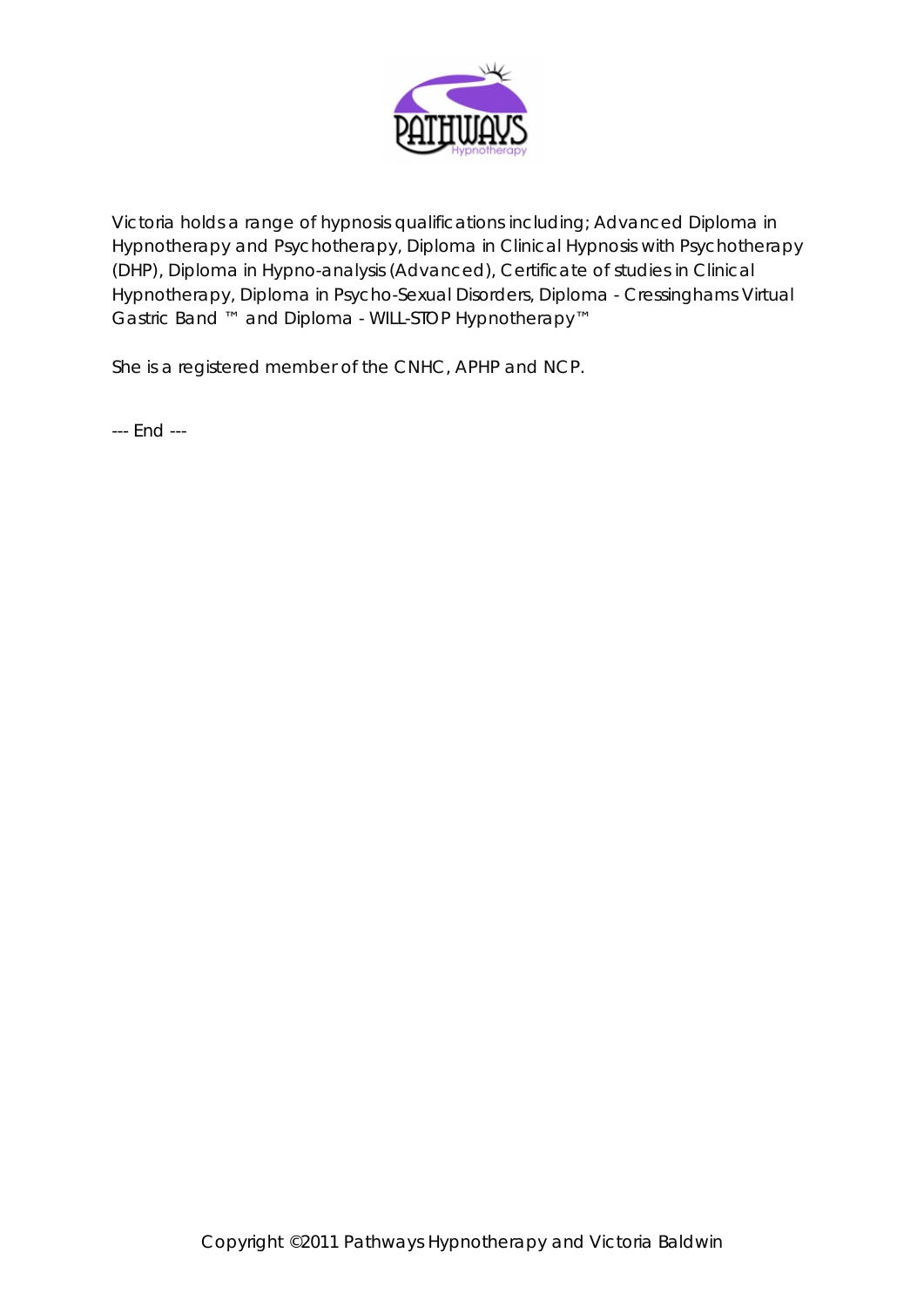Victoria holds a range of hypnosis qualifications including; Advanced Diploma in Hypnotherapy and Psychotherapy, Diploma in Clinical Hypnosis with Psychotherapy (DHP), Diploma in Hypno-analysis (Advanced), Certificate of studies in Clinical Hypnotherapy, Diploma in Psycho-Sexual Disorders, Diploma - Cressinghams Virtual Gastric Band ™ and Diploma - WILL-STOP Hypnotherapy™

She is a registered member of the CNHC, APHP and NCP.

--- End ---

Copyright ©2011 Pathways Hypnotherapy and Victoria Baldwin